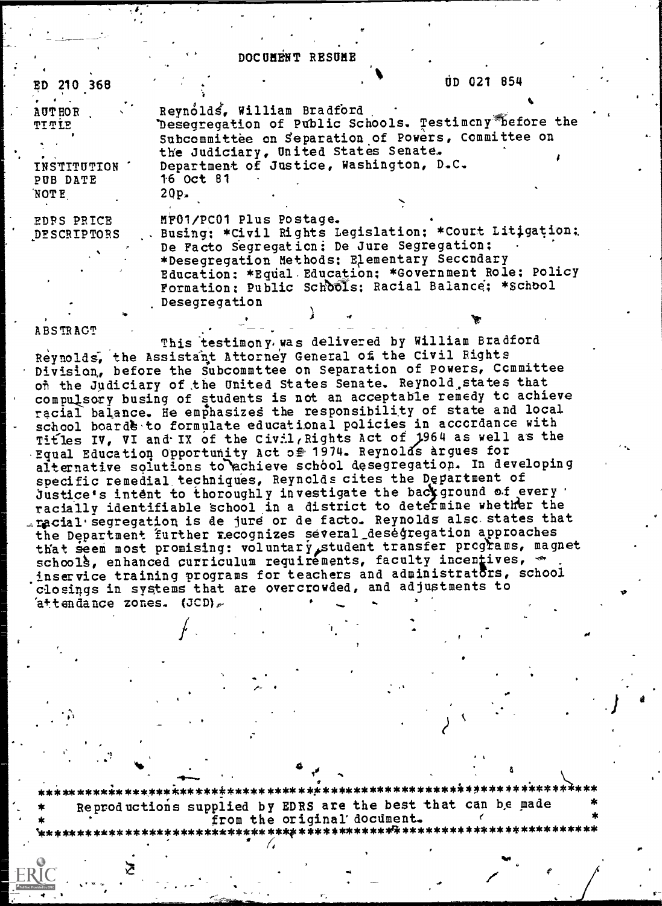# DOCUMENT RESUME

ED 210 368 UD 021 854

| | |
|---|---|
| AUTHOR | Reynolds, William Bradford |
| TITLE | Desegregation of Public Schools. Testimony before the Subcommittee on Separation of Powers, Committee on the Judiciary, United States Senate. |
| INSTITUTION | Department of Justice, Washington, D.C. |
| PUB DATE | 16 Oct 81 |
| NOTE | 20p. |
| EDRS PRICE | MF01/PC01 Plus Postage. |
| DESCRIPTORS | Busing; *Civil Rights Legislation; *Court Litigation; De Facto Segregation; De Jure Segregation; *Desegregation Methods; Elementary Secondary Education; *Equal Education; *Government Role; Policy Formation; Public Schools; Racial Balance; *School Desegregation |

## ABSTRACT

This testimony was delivered by William Bradford Reynolds, the Assistant Attorney General of the Civil Rights Division, before the Subcommttee on Separation of Powers, Committee on the Judiciary of the United States Senate. Reynold states that compulsory busing of students is not an acceptable remedy to achieve racial balance. He emphasizes the responsibility of state and local school boards to formulate educational policies in accordance with Titles IV, VI and IX of the Civil Rights Act of 1964 as well as the Equal Education Opportunity Act of 1974. Reynolds argues for alternative solutions to achieve school desegregation. In developing specific remedial techniques, Reynolds cites the Department of Justice's intent to thoroughly investigate the background of every racially identifiable school in a district to determine whether the racial segregation is de jure or de facto. Reynolds also states that the Department further recognizes several desegregation approaches that seem most promising: voluntary student transfer programs, magnet schools, enhanced curriculum requirements, faculty incentives, inservice training programs for teachers and administrators, school closings in systems that are overcrowded, and adjustments to attendance zones. (JCD)

---

* Reproductions supplied by EDRS are the best that can be made from the original document. *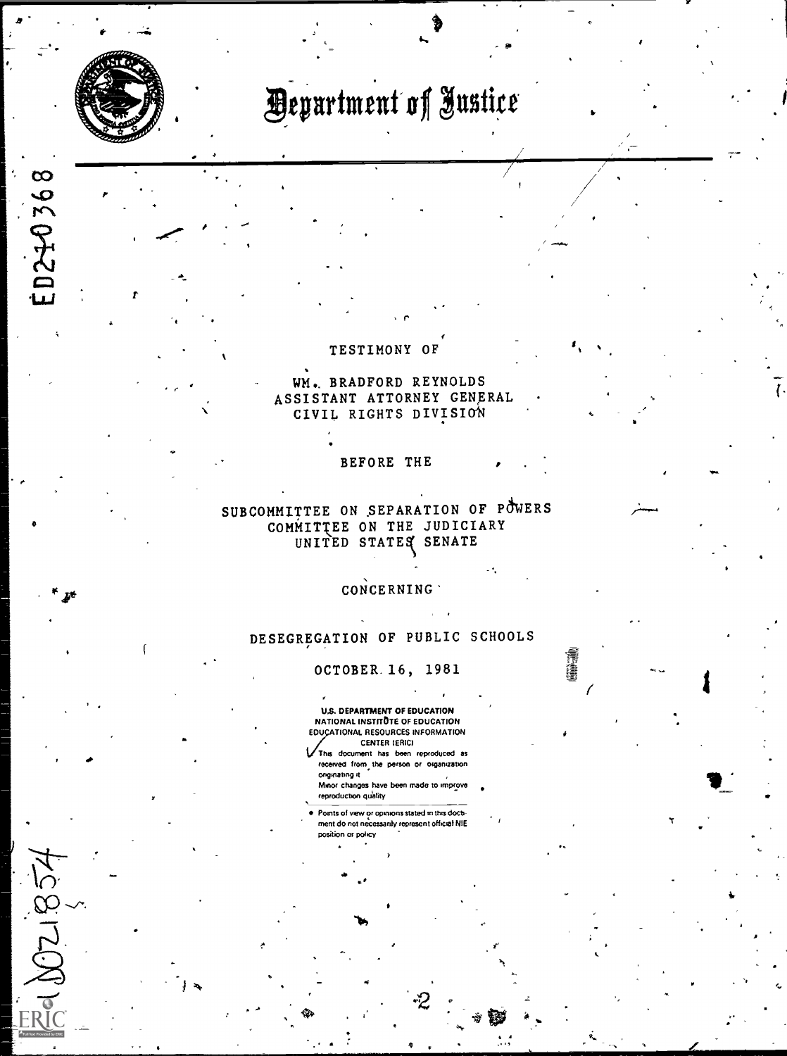# Department of Justice

TESTIMONY OF

WM. BRADFORD REYNOLDS
ASSISTANT ATTORNEY GENERAL
CIVIL RIGHTS DIVISION

BEFORE THE

SUBCOMMITTEE ON SEPARATION OF POWERS
COMMITTEE ON THE JUDICIARY
UNITED STATES SENATE

CONCERNING

DESEGREGATION OF PUBLIC SCHOOLS

OCTOBER 16, 1981

U.S. DEPARTMENT OF EDUCATION
NATIONAL INSTITUTE OF EDUCATION
EDUCATIONAL RESOURCES INFORMATION CENTER (ERIC)

This document has been reproduced as received from the person or organization originating it.

Minor changes have been made to improve reproduction quality.

- Points of view or opinions stated in this document do not necessarily represent official NIE position or policy.

ED210368

UD021854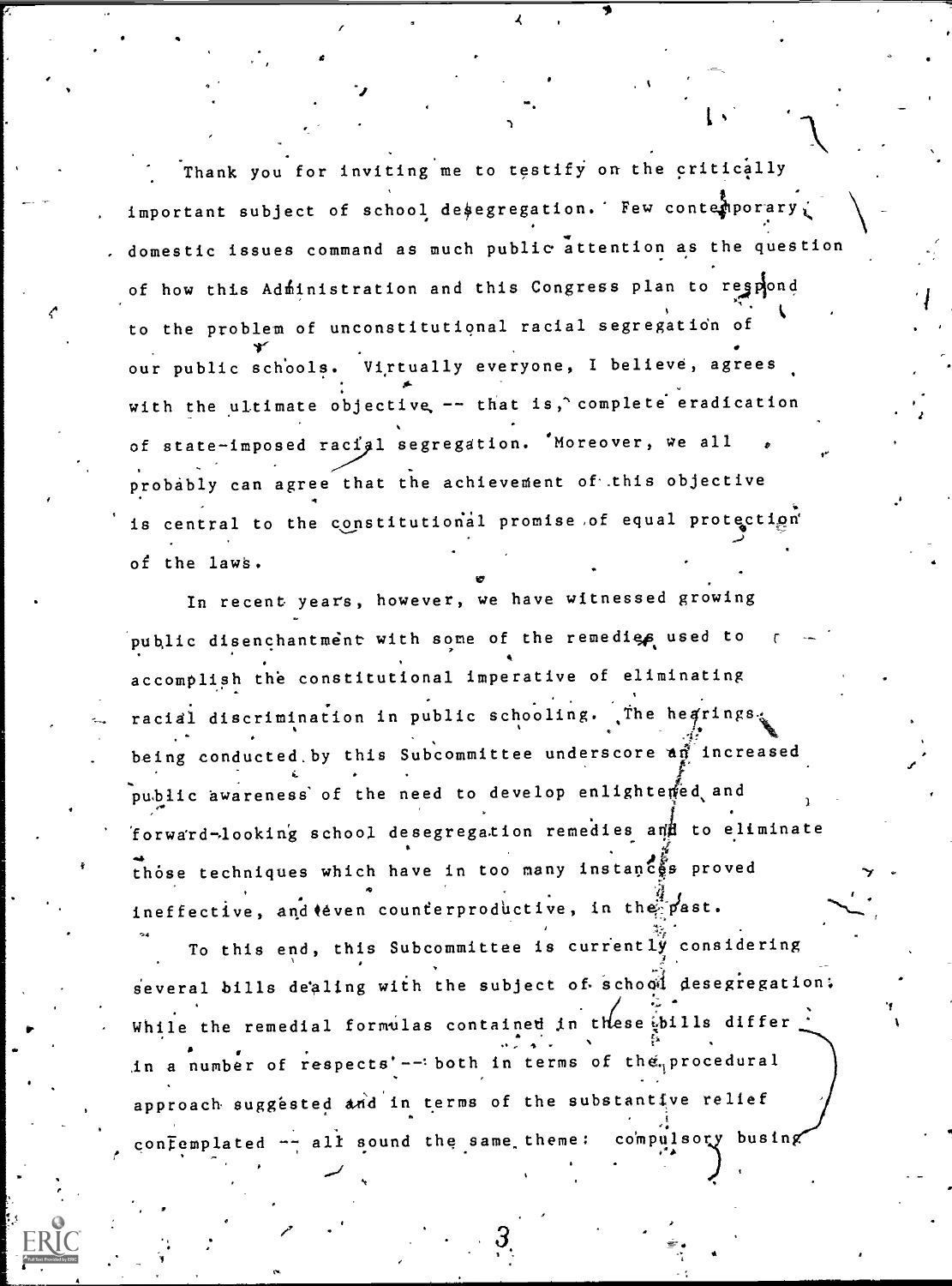Thank you for inviting me to testify on the critically important subject of school desegregation. Few contemporary domestic issues command as much public attention as the question of how this Administration and this Congress plan to respond to the problem of unconstitutional racial segregation of our public schools. Virtually everyone, I believe, agrees with the ultimate objective -- that is, complete eradication of state-imposed racial segregation. Moreover, we all probably can agree that the achievement of this objective is central to the constitutional promise of equal protection of the laws.

In recent years, however, we have witnessed growing public disenchantment with some of the remedies used to accomplish the constitutional imperative of eliminating racial discrimination in public schooling. The hearings being conducted by this Subcommittee underscore an increased public awareness of the need to develop enlightened and forward-looking school desegregation remedies and to eliminate those techniques which have in too many instances proved ineffective, and even counterproductive, in the past.

To this end, this Subcommittee is currently considering several bills dealing with the subject of school desegregation. While the remedial formulas contained in these bills differ in a number of respects -- both in terms of the procedural approach suggested and in terms of the substantive relief contemplated -- all sound the same theme: compulsory busing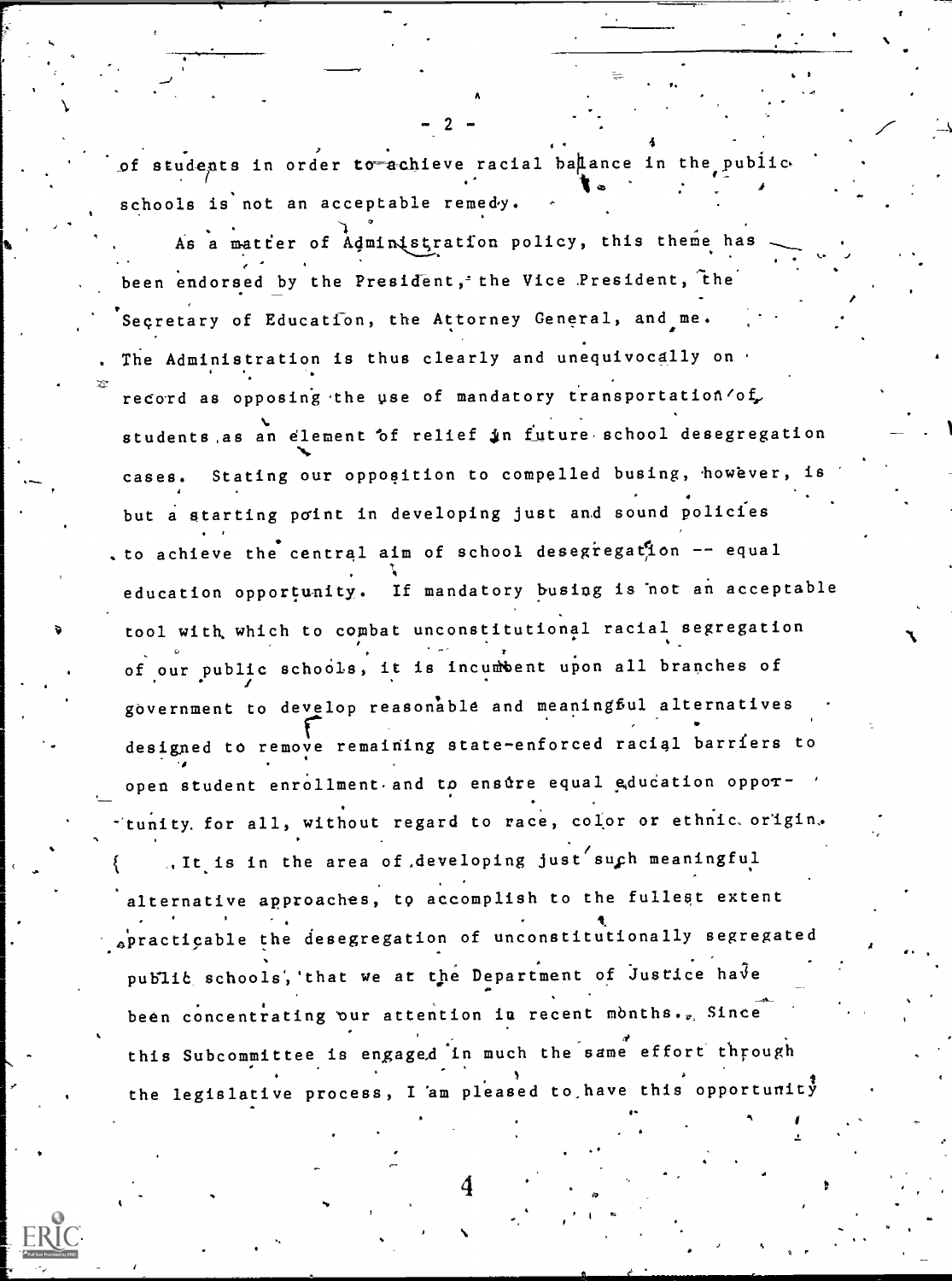of students in order to achieve racial balance in the public schools is not an acceptable remedy.

As a matter of Administration policy, this theme has been endorsed by the President, the Vice President, the Secretary of Education, the Attorney General, and me. The Administration is thus clearly and unequivocally on record as opposing the use of mandatory transportation of students as an element of relief in future school desegregation cases. Stating our opposition to compelled busing, however, is but a starting point in developing just and sound policies to achieve the central aim of school desegregation -- equal education opportunity. If mandatory busing is not an acceptable tool with which to combat unconstitutional racial segregation of our public schools, it is incumbent upon all branches of government to develop reasonable and meaningful alternatives designed to remove remaining state-enforced racial barriers to open student enrollment and to ensure equal education opportunity for all, without regard to race, color or ethnic origin.

It is in the area of developing just such meaningful alternative approaches, to accomplish to the fullest extent practicable the desegregation of unconstitutionally segregated public schools, that we at the Department of Justice have been concentrating our attention in recent months. Since this Subcommittee is engaged in much the same effort through the legislative process, I am pleased to have this opportunity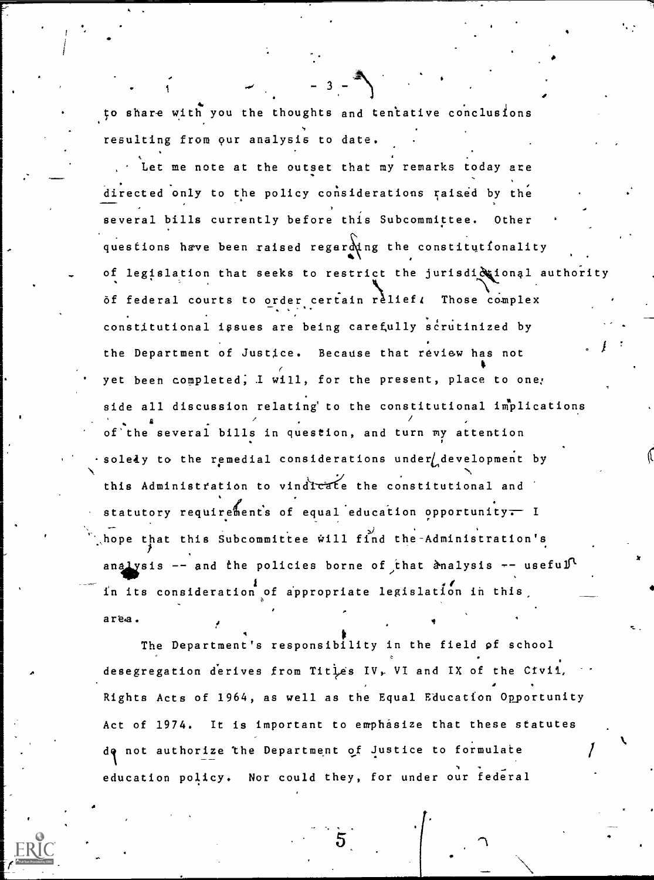to share with you the thoughts and tentative conclusions resulting from our analysis to date.

Let me note at the outset that my remarks today are directed only to the policy considerations raised by the several bills currently before this Subcommittee. Other questions have been raised regarding the constitutionality of legislation that seeks to restrict the jurisdictional authority of federal courts to order certain relief. Those complex constitutional issues are being carefully scrutinized by the Department of Justice. Because that review has not yet been completed, I will, for the present, place to one side all discussion relating to the constitutional implications of the several bills in question, and turn my attention solely to the remedial considerations under development by this Administration to vindicate the constitutional and statutory requirements of equal education opportunity. I hope that this Subcommittee will find the Administration's analysis -- and the policies borne of that analysis -- useful in its consideration of appropriate legislation in this area.

The Department's responsibility in the field of school desegregation derives from Titles IV, VI and IX of the Civil Rights Acts of 1964, as well as the Equal Education Opportunity Act of 1974. It is important to emphasize that these statutes do not authorize the Department of Justice to formulate education policy. Nor could they, for under our federal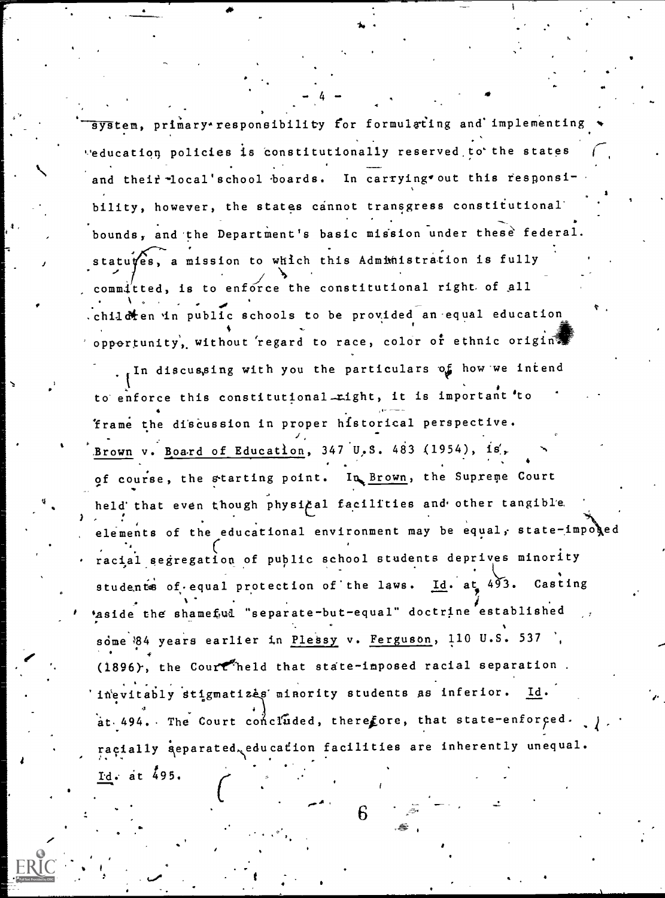system, primary responsibility for formulating and implementing education policies is constitutionally reserved to the states and their local school boards. In carrying out this responsibility, however, the states cannot transgress constitutional bounds, and the Department's basic mission under these federal statutes, a mission to which this Administration is fully committed, is to enforce the constitutional right of all children in public schools to be provided an equal education opportunity, without regard to race, color or ethnic origin.

In discussing with you the particulars of how we intend to enforce this constitutional right, it is important to frame the discussion in proper historical perspective. Brown v. Board of Education, 347 U.S. 483 (1954), is, of course, the starting point. In Brown, the Supreme Court held that even though physical facilities and other tangible elements of the educational environment may be equal, state-imposed racial segregation of public school students deprives minority students of equal protection of the laws. Id. at 493. Casting aside the shameful "separate-but-equal" doctrine established some 84 years earlier in Plessy v. Ferguson, 110 U.S. 537 (1896), the Court held that state-imposed racial separation inevitably stigmatizes minority students as inferior. Id. at 494. The Court concluded, therefore, that state-enforced racially separated education facilities are inherently unequal. Id. at 495.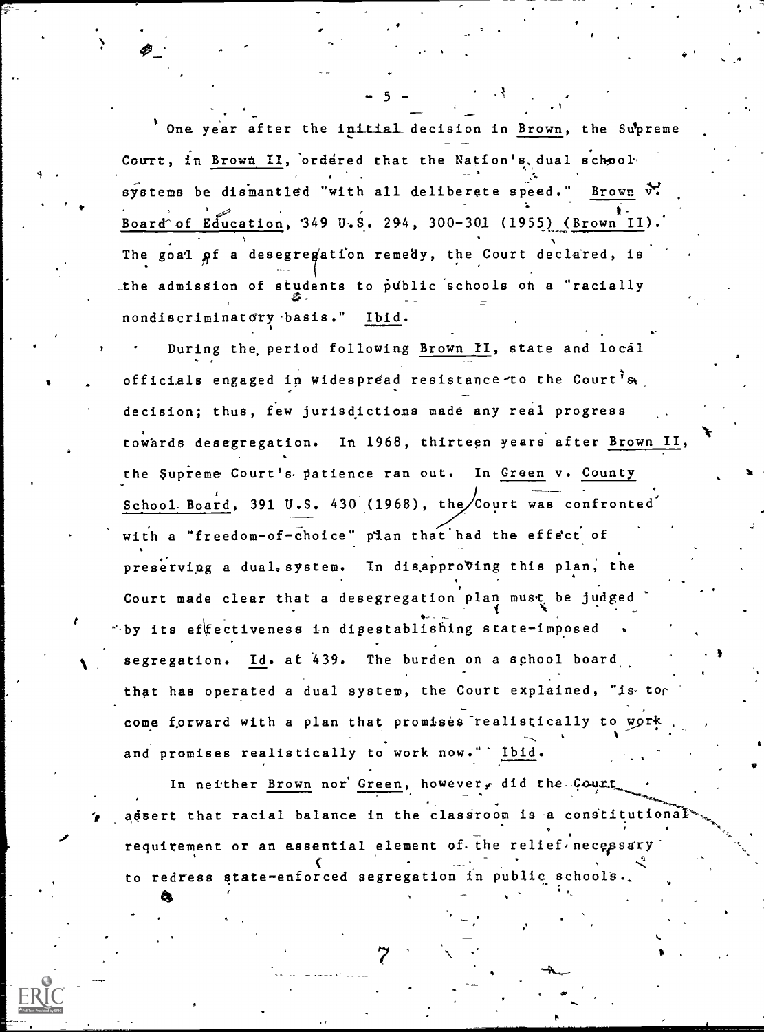One year after the initial decision in Brown, the Supreme Court, in Brown II, ordered that the Nation's dual school systems be dismantled "with all deliberate speed." Brown v. Board of Education, 349 U.S. 294, 300-301 (1955) (Brown II). The goal of a desegregation remedy, the Court declared, is the admission of students to public schools on a "racially nondiscriminatory basis." Ibid.

During the period following Brown II, state and local officials engaged in widespread resistance to the Court's decision; thus, few jurisdictions made any real progress towards desegregation. In 1968, thirteen years after Brown II, the Supreme Court's patience ran out. In Green v. County School Board, 391 U.S. 430 (1968), the Court was confronted with a "freedom-of-choice" plan that had the effect of preserving a dual system. In disapproving this plan, the Court made clear that a desegregation plan must be judged by its effectiveness in disestablishing state-imposed segregation. Id. at 439. The burden on a school board that has operated a dual system, the Court explained, "is to come forward with a plan that promises realistically to work and promises realistically to work now." Ibid.

In neither Brown nor Green, however, did the Court assert that racial balance in the classroom is a constitutional requirement or an essential element of the relief necessary to redress state-enforced segregation in public schools.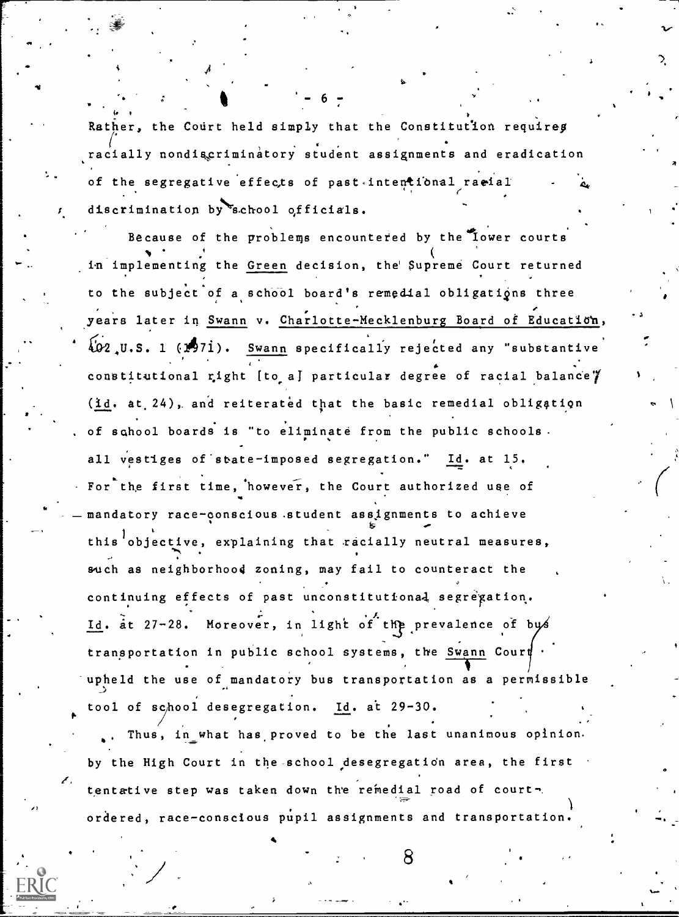Rather, the Court held simply that the Constitution requires racially nondiscriminatory student assignments and eradication of the segregative effects of past intentional racial discrimination by school officials.

Because of the problems encountered by the lower courts in implementing the Green decision, the Supreme Court returned to the subject of a school board's remedial obligations three years later in Swann v. Charlotte-Mecklenburg Board of Education, 402 U.S. 1 (1971). Swann specifically rejected any "substantive constitutional right [to a] particular degree of racial balance" (id. at 24), and reiterated that the basic remedial obligation of school boards is "to eliminate from the public schools all vestiges of state-imposed segregation." Id. at 15. For the first time, however, the Court authorized use of mandatory race-conscious student assignments to achieve this objective, explaining that racially neutral measures, such as neighborhood zoning, may fail to counteract the continuing effects of past unconstitutional segregation. Id. at 27-28. Moreover, in light of the prevalence of bus transportation in public school systems, the Swann Court upheld the use of mandatory bus transportation as a permissible tool of school desegregation. Id. at 29-30.

Thus, in what has proved to be the last unanimous opinion by the High Court in the school desegregation area, the first tentative step was taken down the remedial road of court-ordered, race-conscious pupil assignments and transportation.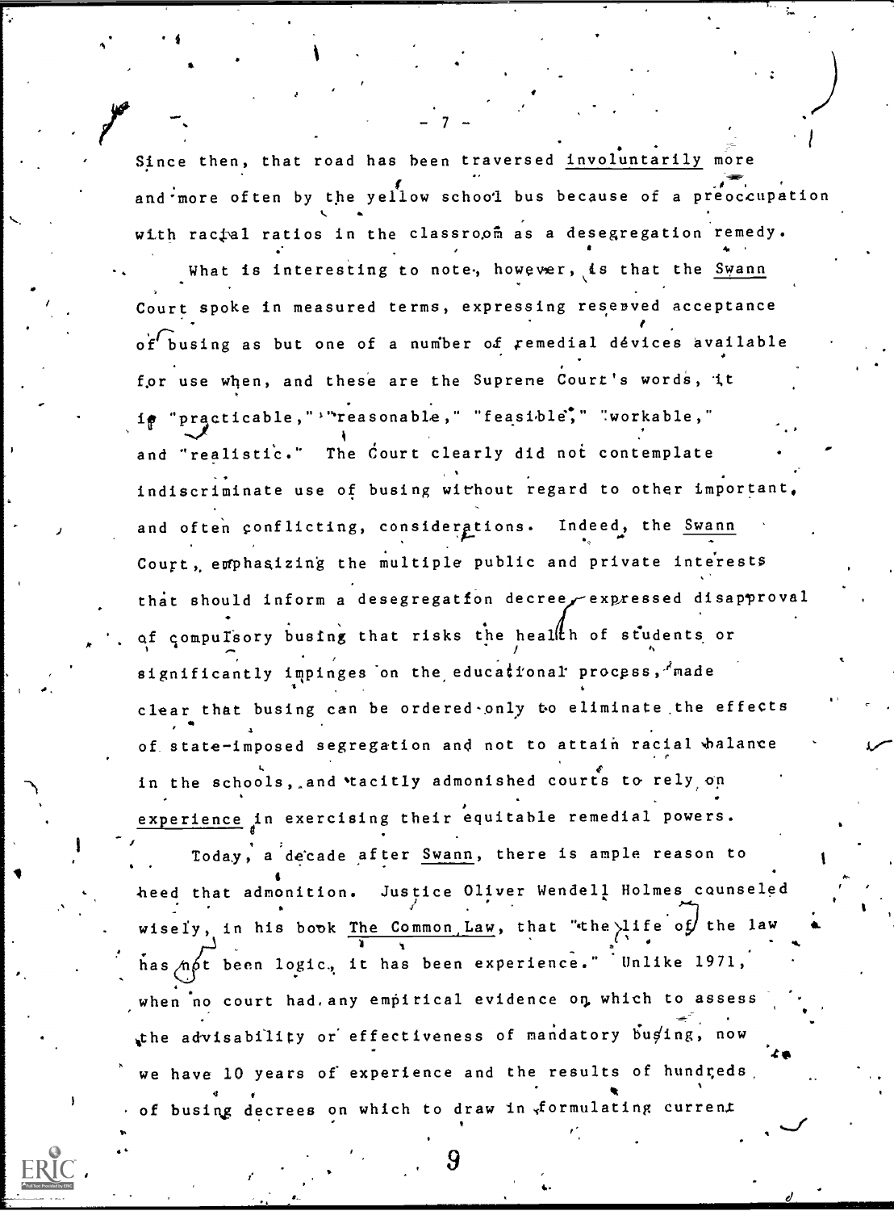Since then, that road has been traversed _involuntarily_ more and more often by the yellow school bus because of a preoccupation with racial ratios in the classroom as a desegregation remedy.

What is interesting to note, however, is that the _Swann_ Court spoke in measured terms, expressing reserved acceptance of busing as but one of a number of remedial devices available for use when, and these are the Supreme Court's words, it is "practicable," "reasonable," "feasible," "workable," and "realistic." The Court clearly did not contemplate indiscriminate use of busing without regard to other important, and often conflicting, considerations. Indeed, the _Swann_ Court, emphasizing the multiple public and private interests that should inform a desegregation decree, expressed disapproval of compulsory busing that risks the health of students or significantly impinges on the educational process, made clear that busing can be ordered only to eliminate the effects of state-imposed segregation and not to attain racial balance in the schools, and tacitly admonished courts to rely on _experience_ in exercising their equitable remedial powers.

Today, a decade after _Swann_, there is ample reason to heed that admonition. Justice Oliver Wendell Holmes counseled wisely, in his book _The Common Law_, that "the life of the law has not been logic, it has been experience." Unlike 1971, when no court had any empirical evidence on which to assess the advisability or effectiveness of mandatory busing, now we have 10 years of experience and the results of hundreds of busing decrees on which to draw in formulating current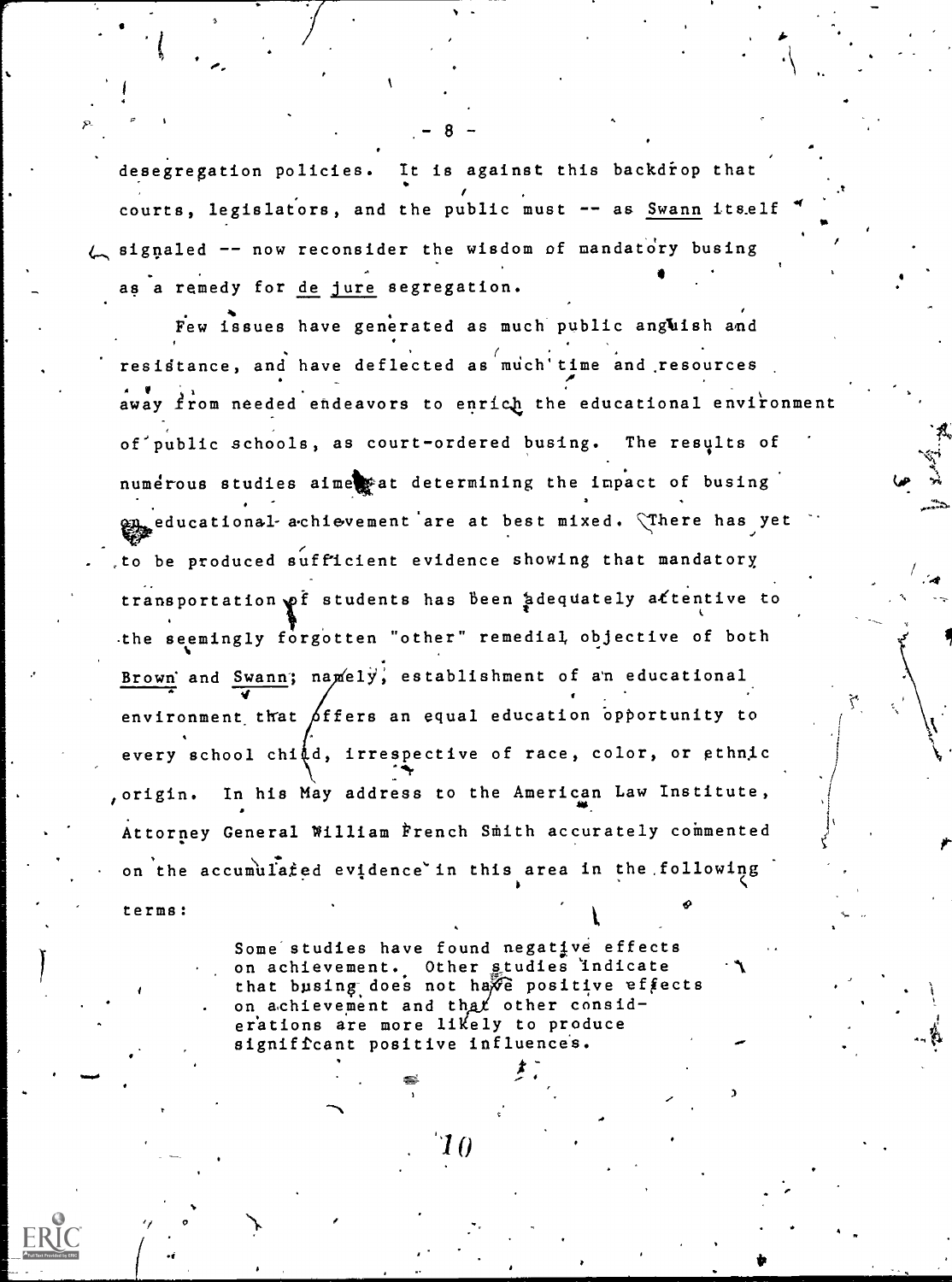desegregation policies. It is against this backdrop that courts, legislators, and the public must -- as Swann itself signaled -- now reconsider the wisdom of mandatory busing as a remedy for *de jure* segregation.

Few issues have generated as much public anguish and resistance, and have deflected as much time and resources away from needed endeavors to enrich the educational environment of public schools, as court-ordered busing. The results of numerous studies aimed at determining the impact of busing on educational achievement are at best mixed. There has yet to be produced sufficient evidence showing that mandatory transportation of students has been adequately attentive to the seemingly forgotten "other" remedial objective of both Brown and Swann; namely, establishment of an educational environment that offers an equal education opportunity to every school child, irrespective of race, color, or ethnic origin. In his May address to the American Law Institute, Attorney General William French Smith accurately commented on the accumulated evidence in this area in the following terms:

> Some studies have found negative effects on achievement. Other studies indicate that busing does not have positive effects on achievement and that other considerations are more likely to produce significant positive influences.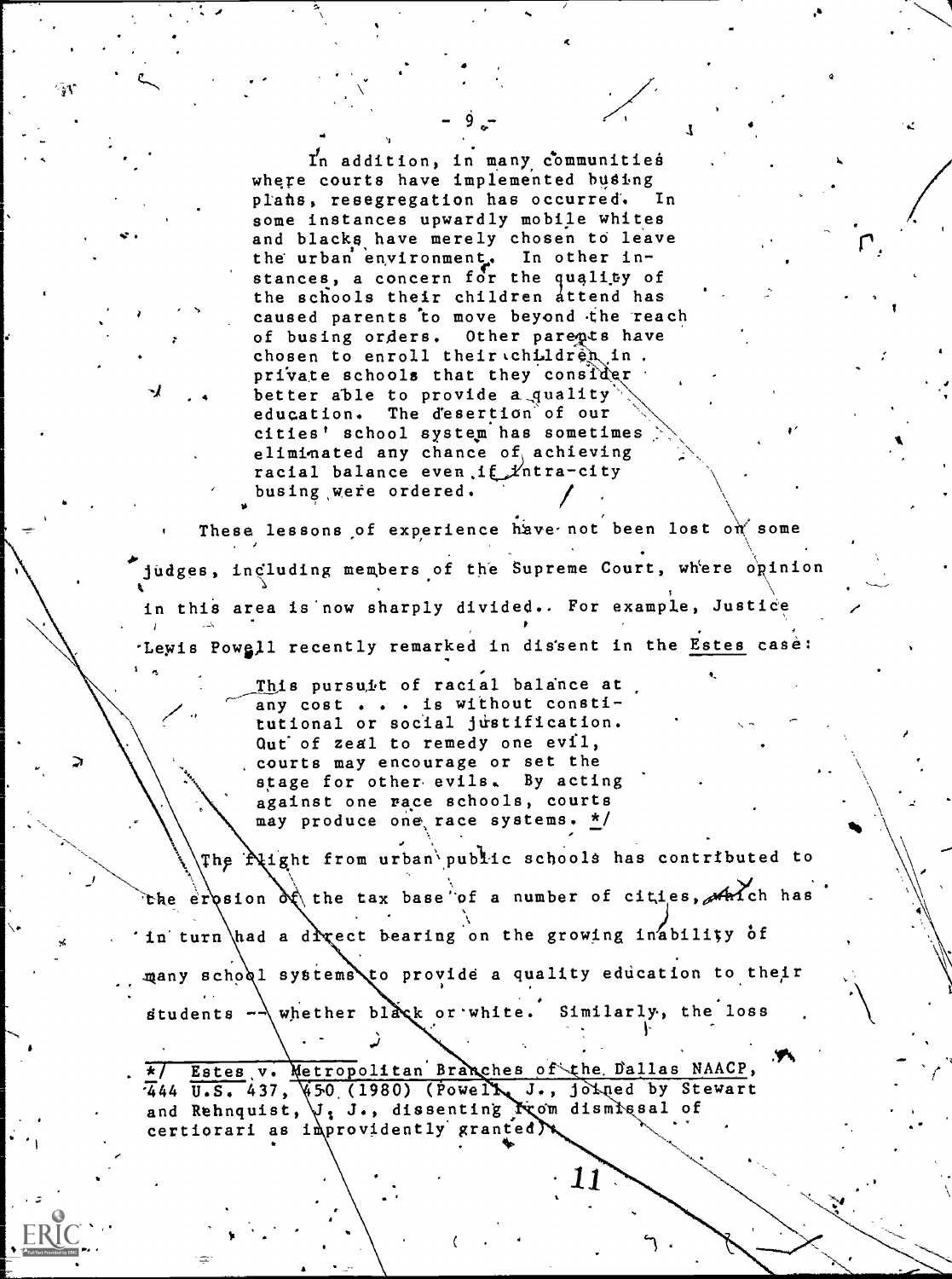> In addition, in many communities where courts have implemented busing plans, resegregation has occurred. In some instances upwardly mobile whites and blacks have merely chosen to leave the urban environment. In other instances, a concern for the quality of the schools their children attend has caused parents to move beyond the reach of busing orders. Other parents have chosen to enroll their children in private schools that they consider better able to provide a quality education. The desertion of our cities' school system has sometimes eliminated any chance of achieving racial balance even if intra-city busing were ordered.

These lessons of experience have not been lost on some judges, including members of the Supreme Court, where opinion in this area is now sharply divided. For example, Justice Lewis Powell recently remarked in dissent in the Estes case:

> This pursuit of racial balance at any cost . . . is without constitutional or social justification. Out of zeal to remedy one evil, courts may encourage or set the stage for other evils. By acting against one race schools, courts may produce one race systems. */

The flight from urban public schools has contributed to the erosion of the tax base of a number of cities, which has in turn had a direct bearing on the growing inability of many school systems to provide a quality education to their students -- whether black or white. Similarly, the loss

*/ Estes v. Metropolitan Branches of the Dallas NAACP, 444 U.S. 437, 450 (1980) (Powell, J., joined by Stewart and Rehnquist, J. J., dissenting from dismissal of certiorari as improvidently granted).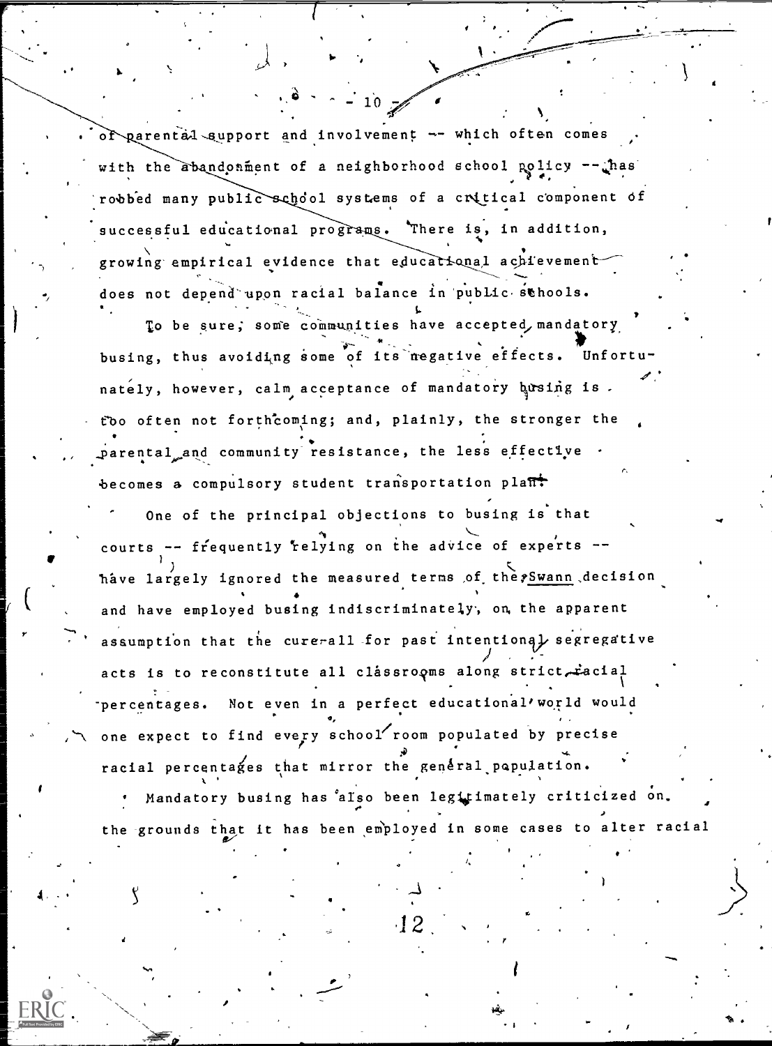of parental support and involvement -- which often comes with the abandonment of a neighborhood school policy -- has robbed many public school systems of a critical component of successful educational programs. There is, in addition, growing empirical evidence that educational achievement does not depend upon racial balance in public schools.

To be sure, some communities have accepted mandatory busing, thus avoiding some of its negative effects. Unfortunately, however, calm acceptance of mandatory busing is too often not forthcoming; and, plainly, the stronger the parental and community resistance, the less effective becomes a compulsory student transportation plan.

One of the principal objections to busing is that courts -- frequently relying on the advice of experts -- have largely ignored the measured terms of the *Swann* decision and have employed busing indiscriminately, on the apparent assumption that the cure-all for past intentional segregative acts is to reconstitute all classrooms along strict racial percentages. Not even in a perfect educational world would one expect to find every school room populated by precise racial percentages that mirror the general population.

Mandatory busing has also been legitimately criticized on the grounds that it has been employed in some cases to alter racial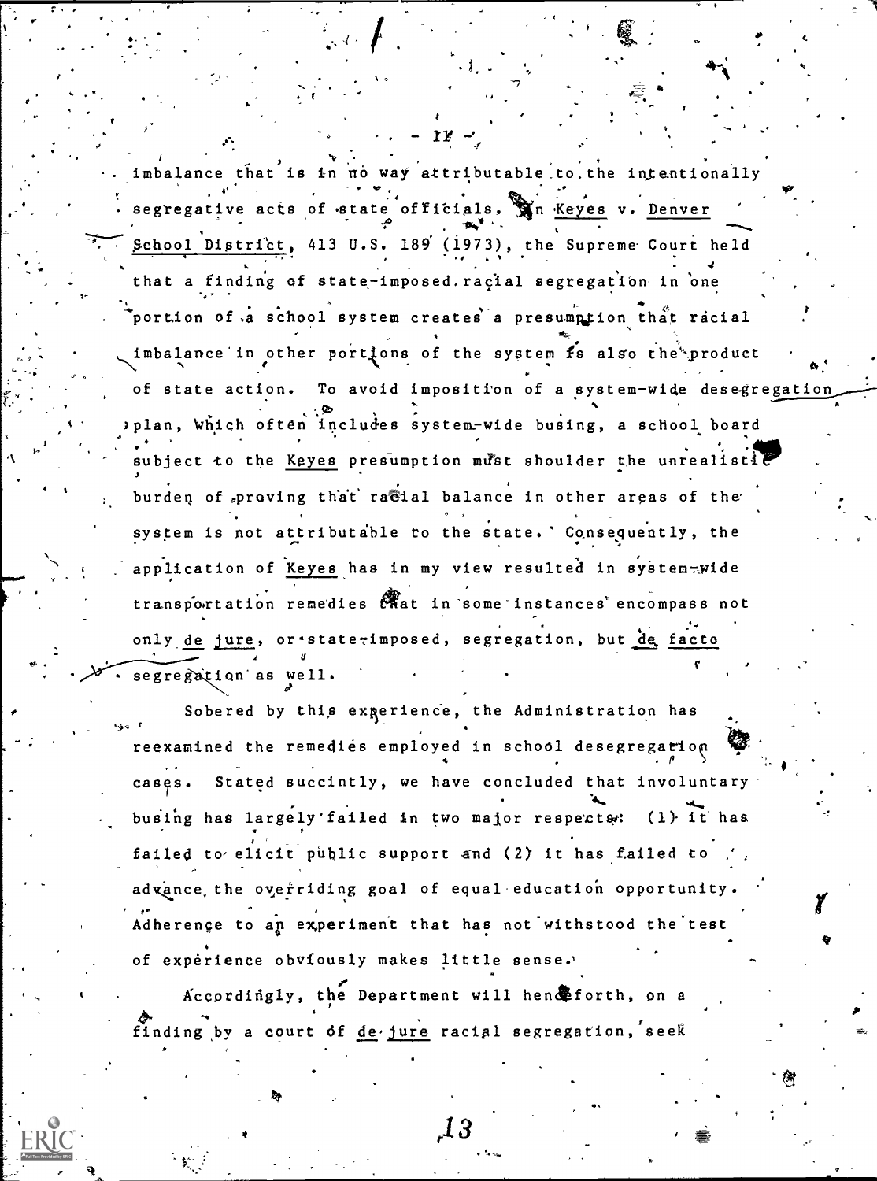imbalance that is in no way attributable to the intentionally segregative acts of state officials. In Keyes v. Denver School District, 413 U.S. 189 (1973), the Supreme Court held that a finding of state-imposed racial segregation in one portion of a school system creates a presumption that racial imbalance in other portions of the system is also the product of state action. To avoid imposition of a system-wide desegregation plan, which often includes system-wide busing, a school board subject to the Keyes presumption must shoulder the unrealistic burden of proving that racial balance in other areas of the system is not attributable to the state. Consequently, the application of Keyes has in my view resulted in system-wide transportation remedies that in some instances encompass not only de jure, or state-imposed, segregation, but de facto segregation as well.

Sobered by this experience, the Administration has reexamined the remedies employed in school desegregation cases. Stated succinctly, we have concluded that involuntary busing has largely failed in two major respects: (1) it has failed to elicit public support and (2) it has failed to advance the overriding goal of equal education opportunity. Adherence to an experiment that has not withstood the test of experience obviously makes little sense.

Accordingly, the Department will henceforth, on a finding by a court of de jure racial segregation, seek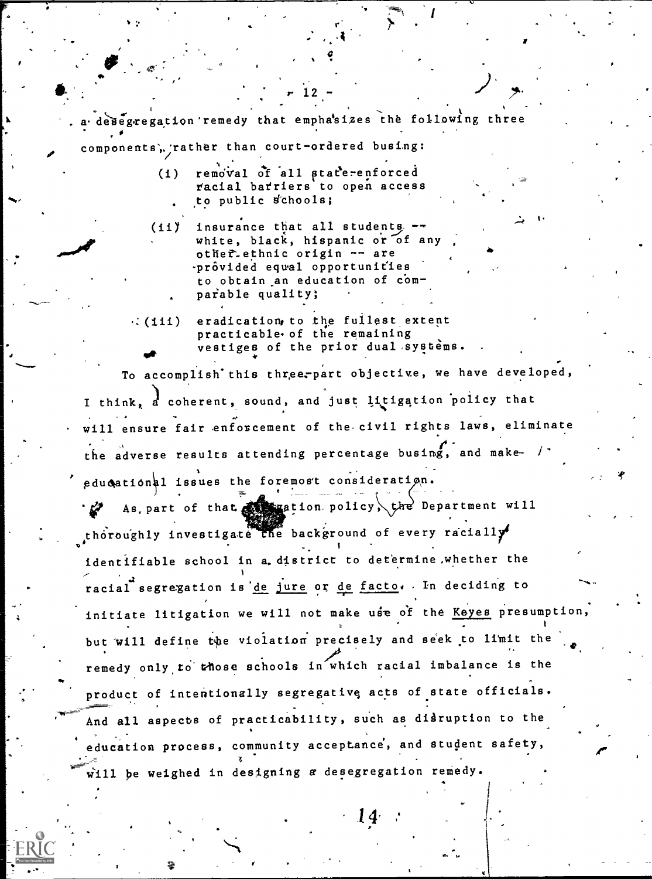a desegregation remedy that emphasizes the following three components, rather than court-ordered busing:

(i) removal of all state-enforced racial barriers to open access to public schools;

(ii) insurance that all students -- white, black, hispanic or of any other ethnic origin -- are provided equal opportunities to obtain an education of comparable quality;

(iii) eradication, to the fullest extent practicable, of the remaining vestiges of the prior dual systems.

To accomplish this three-part objective, we have developed, I think, a coherent, sound, and just litigation policy that will ensure fair enforcement of the civil rights laws, eliminate the adverse results attending percentage busing, and make educational issues the foremost consideration.

As part of that litigation policy, the Department will thoroughly investigate the background of every racially identifiable school in a district to determine whether the racial segregation is *de jure* or *de facto*. In deciding to initiate litigation we will not make use of the *Keyes* presumption, but will define the violation precisely and seek to limit the remedy only to those schools in which racial imbalance is the product of intentionally segregative acts of state officials. And all aspects of practicability, such as disruption to the education process, community acceptance, and student safety, will be weighed in designing a desegregation remedy.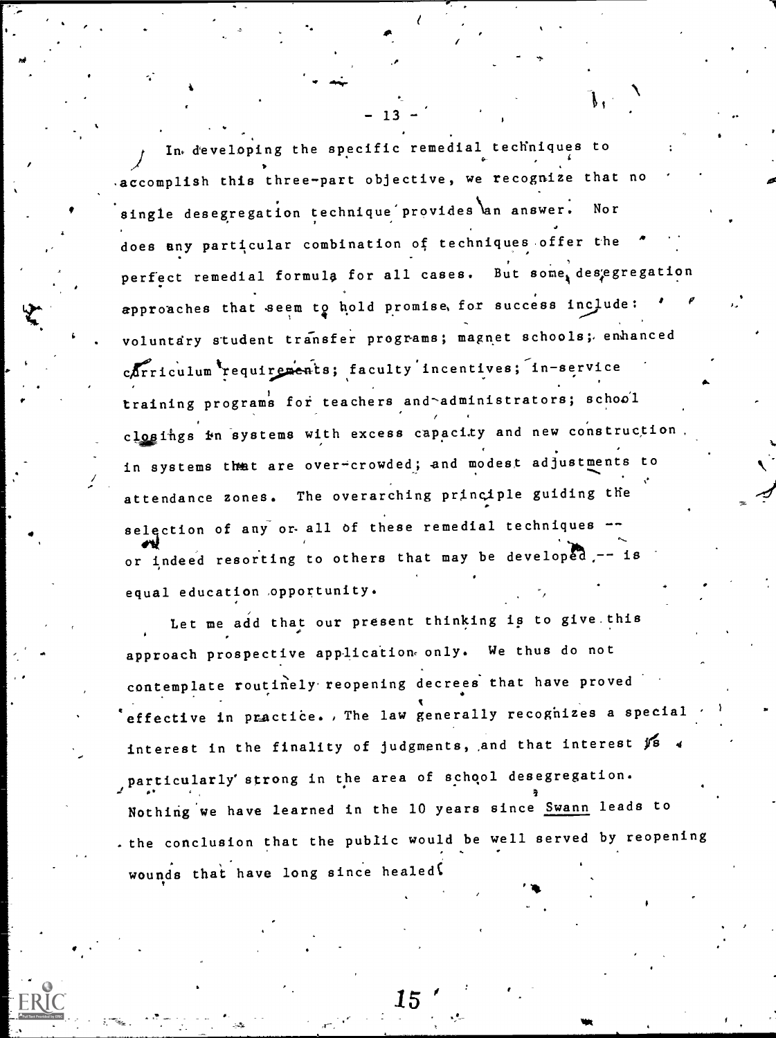In developing the specific remedial techniques to accomplish this three-part objective, we recognize that no single desegregation technique provides an answer. Nor does any particular combination of techniques offer the perfect remedial formula for all cases. But some desegregation approaches that seem to hold promise for success include: voluntary student transfer programs; magnet schools; enhanced curriculum requirements; faculty incentives; in-service training programs for teachers and administrators; school closings in systems with excess capacity and new construction in systems that are over-crowded; and modest adjustments to attendance zones. The overarching principle guiding the selection of any or all of these remedial techniques -- or indeed resorting to others that may be developed -- is equal education opportunity.

Let me add that our present thinking is to give this approach prospective application only. We thus do not contemplate routinely reopening decrees that have proved effective in practice. The law generally recognizes a special interest in the finality of judgments, and that interest is particularly strong in the area of school desegregation. Nothing we have learned in the 10 years since Swann leads to the conclusion that the public would be well served by reopening wounds that have long since healed.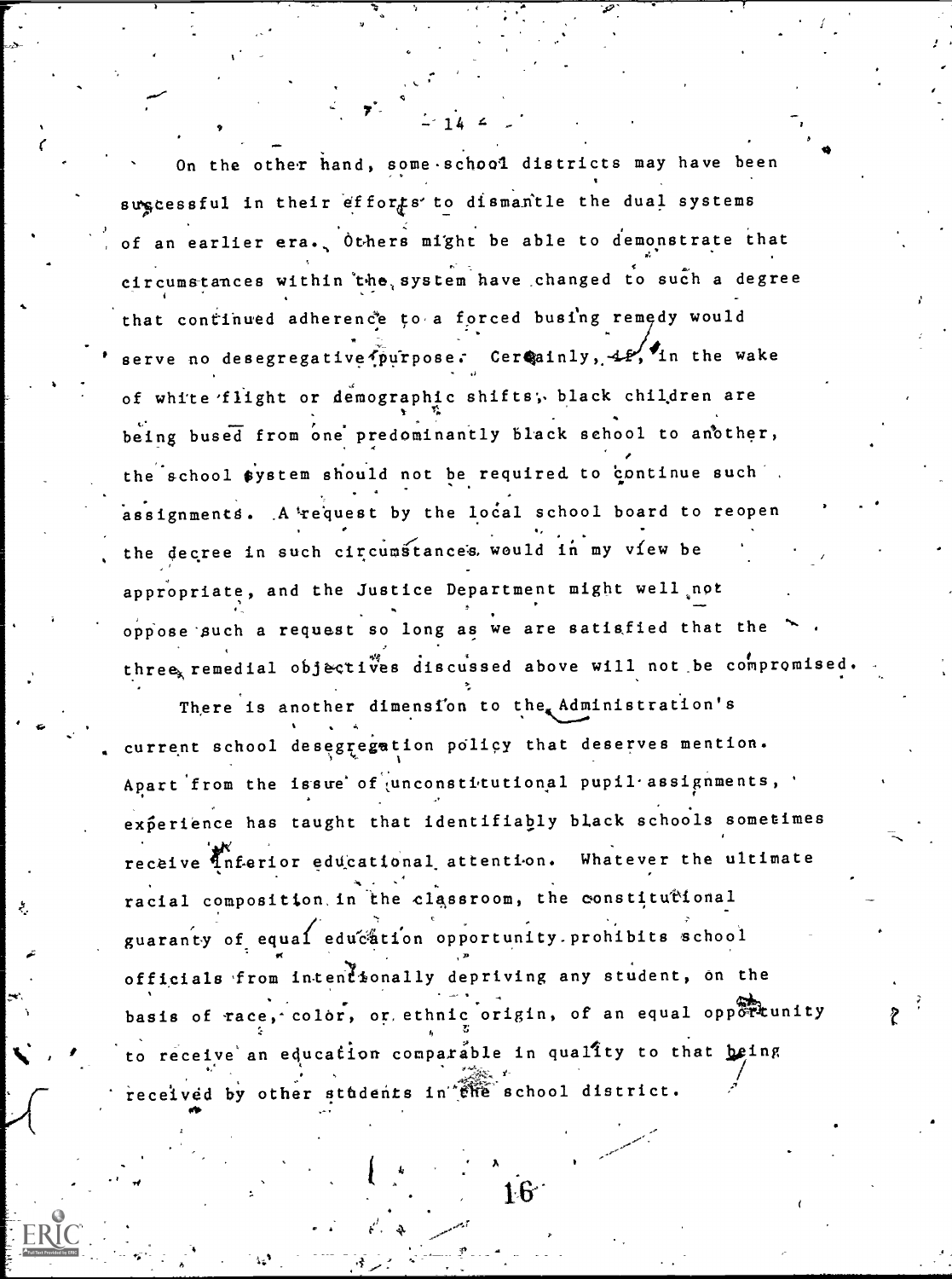On the other hand, some school districts may have been successful in their efforts to dismantle the dual systems of an earlier era. Others might be able to demonstrate that circumstances within the system have changed to such a degree that continued adherence to a forced busing remedy would serve no desegregative purpose. Certainly, if, in the wake of white flight or demographic shifts, black children are being bused from one predominantly black school to another, the school system should not be required to continue such assignments. A request by the local school board to reopen the decree in such circumstances would in my view be appropriate, and the Justice Department might well not oppose such a request so long as we are satisfied that the three remedial objectives discussed above will not be compromised.

There is another dimension to the Administration's current school desegregation policy that deserves mention. Apart from the issue of unconstitutional pupil assignments, experience has taught that identifiably black schools sometimes receive inferior educational attention. Whatever the ultimate racial composition in the classroom, the constitutional guaranty of equal education opportunity prohibits school officials from intentionally depriving any student, on the basis of race, color, or ethnic origin, of an equal opportunity to receive an education comparable in quality to that being received by other students in the school district.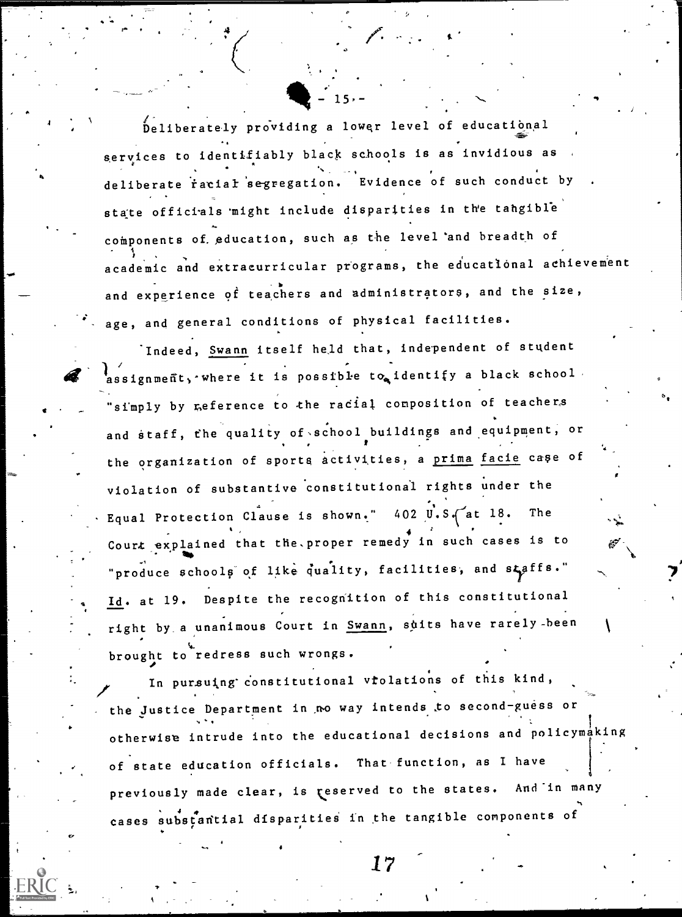Deliberately providing a lower level of educational services to identifiably black schools is as invidious as deliberate racial segregation. Evidence of such conduct by state officials might include disparities in the tangible components of education, such as the level and breadth of academic and extracurricular programs, the educational achievement and experience of teachers and administrators, and the size, age, and general conditions of physical facilities.

Indeed, Swann itself held that, independent of student assignment, where it is possible to identify a black school "simply by reference to the racial composition of teachers and staff, the quality of school buildings and equipment, or the organization of sports activities, a *prima facie* case of violation of substantive constitutional rights under the Equal Protection Clause is shown." 402 U.S. at 18. The Court explained that the proper remedy in such cases is to "produce schools of like quality, facilities, and staffs." *Id.* at 19. Despite the recognition of this constitutional right by a unanimous Court in Swann, suits have rarely been brought to redress such wrongs.

In pursuing constitutional violations of this kind, the Justice Department in no way intends to second-guess or otherwise intrude into the educational decisions and policymaking of state education officials. That function, as I have previously made clear, is reserved to the states. And in many cases substantial disparities in the tangible components of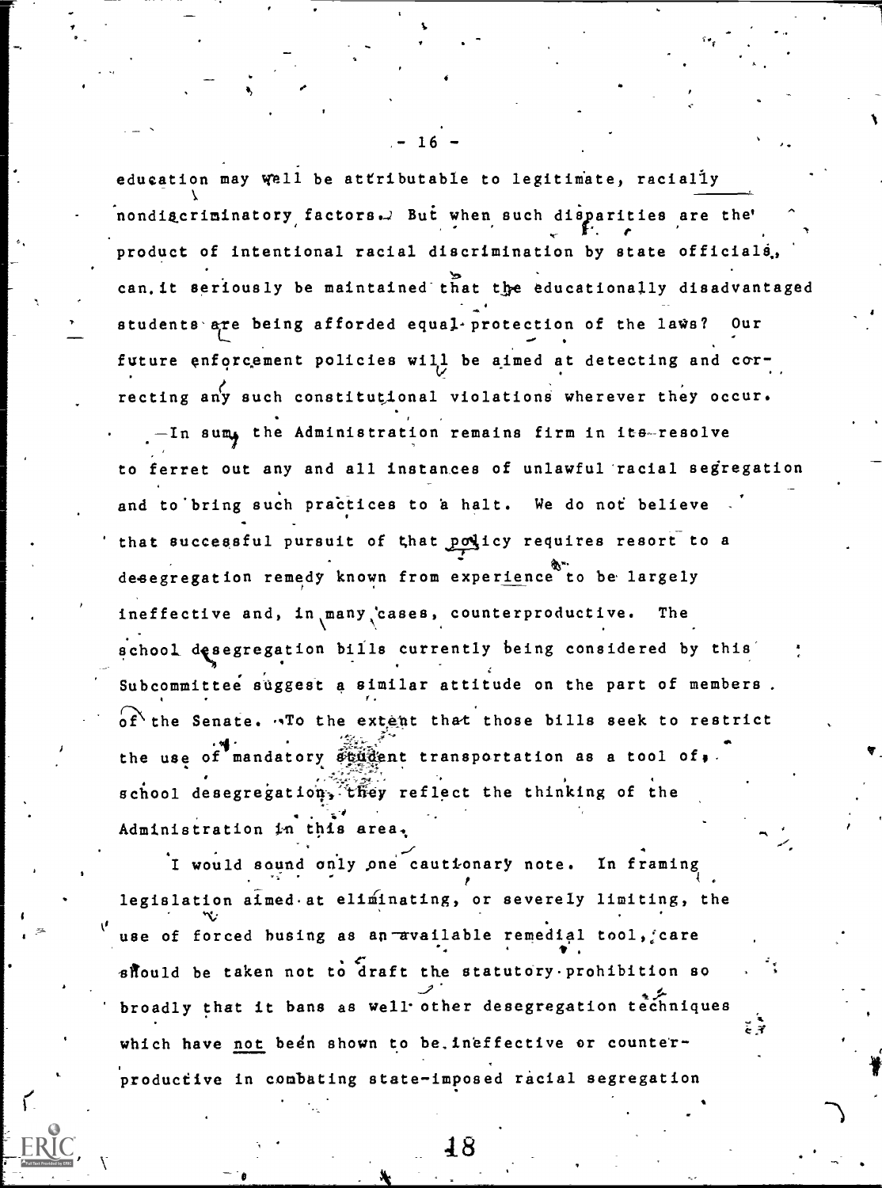education may well be attributable to legitimate, racially nondiscriminatory factors. But when such disparities are the product of intentional racial discrimination by state officials, can it seriously be maintained that the educationally disadvantaged students are being afforded equal protection of the laws? Our future enforcement policies will be aimed at detecting and correcting any such constitutional violations wherever they occur.

—In sum, the Administration remains firm in its resolve to ferret out any and all instances of unlawful racial segregation and to bring such practices to a halt. We do not believe that successful pursuit of that policy requires resort to a desegregation remedy known from experience to be largely ineffective and, in many cases, counterproductive. The school desegregation bills currently being considered by this Subcommittee suggest a similar attitude on the part of members of the Senate. To the extent that those bills seek to restrict the use of mandatory student transportation as a tool of school desegregation, they reflect the thinking of the Administration in this area.

I would sound only one cautionary note. In framing legislation aimed at eliminating, or severely limiting, the use of forced busing as an available remedial tool, care should be taken not to draft the statutory prohibition so broadly that it bans as well other desegregation techniques which have not been shown to be ineffective or counterproductive in combating state-imposed racial segregation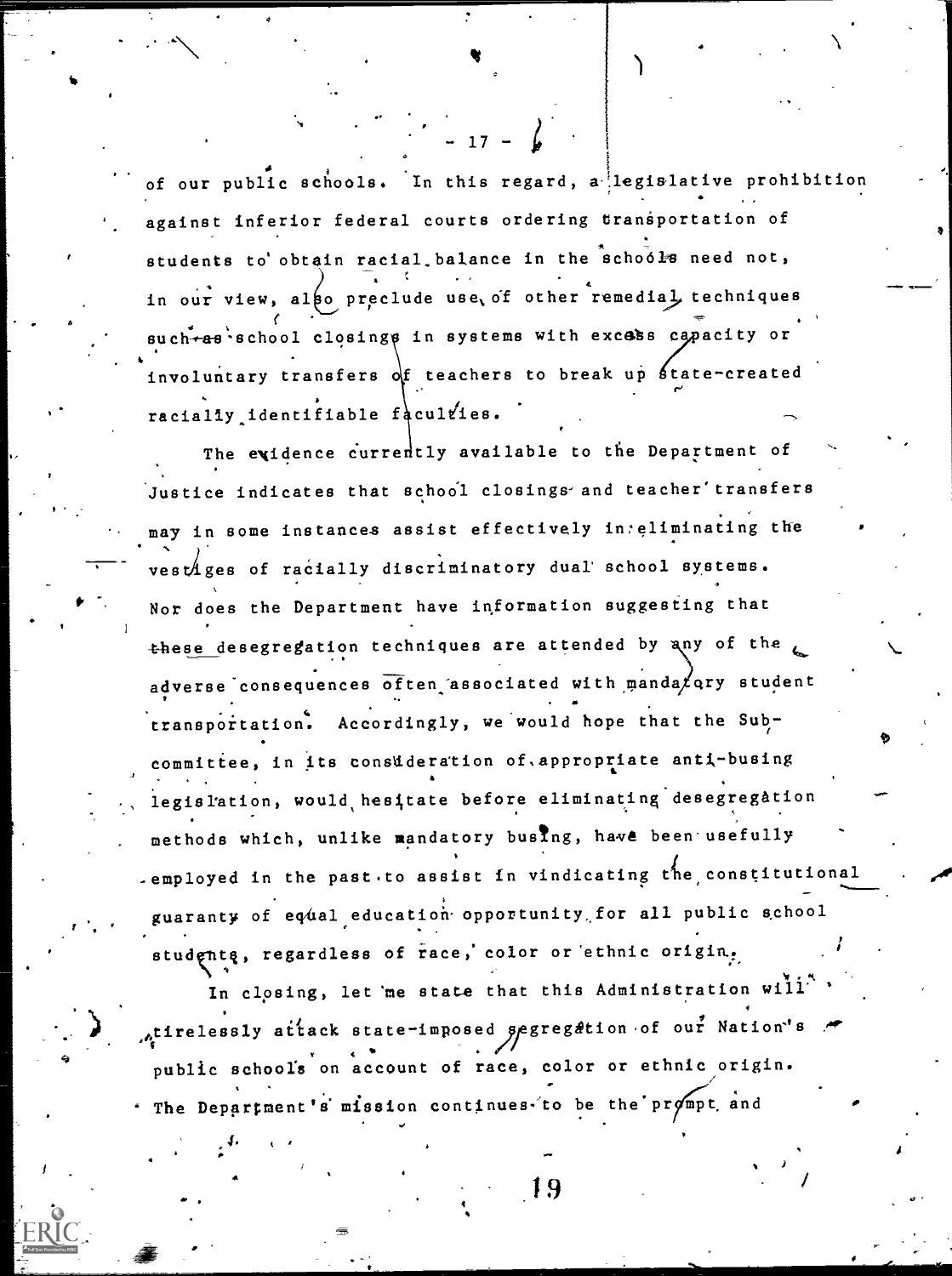of our public schools. In this regard, a legislative prohibition against inferior federal courts ordering transportation of students to obtain racial balance in the schools need not, in our view, also preclude use of other remedial techniques such as school closings in systems with excess capacity or involuntary transfers of teachers to break up state-created racially identifiable faculties.

The evidence currently available to the Department of Justice indicates that school closings and teacher transfers may in some instances assist effectively in eliminating the vestiges of racially discriminatory dual school systems. Nor does the Department have information suggesting that these desegregation techniques are attended by any of the adverse consequences often associated with mandatory student transportation. Accordingly, we would hope that the Subcommittee, in its consideration of appropriate anti-busing legislation, would hesitate before eliminating desegregation methods which, unlike mandatory busing, have been usefully employed in the past to assist in vindicating the constitutional guaranty of equal education opportunity for all public school students, regardless of race, color or ethnic origin.

In closing, let me state that this Administration will tirelessly attack state-imposed segregation of our Nation's public schools on account of race, color or ethnic origin. The Department's mission continues to be the prompt and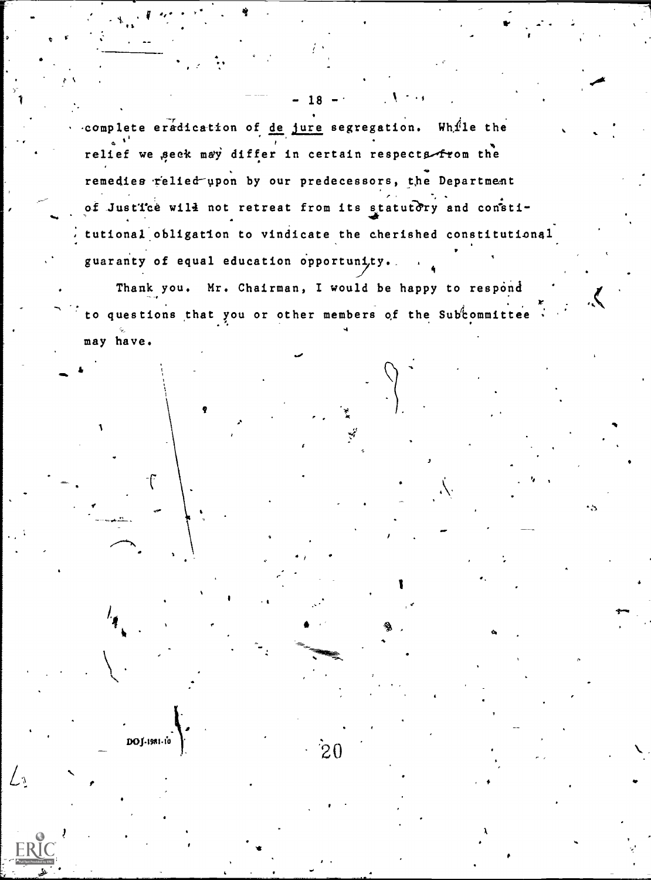complete eradication of *de jure* segregation. While the relief we seek may differ in certain respects from the remedies relied upon by our predecessors, the Department of Justice will not retreat from its statutory and constitutional obligation to vindicate the cherished constitutional guaranty of equal education opportunity.

Thank you. Mr. Chairman, I would be happy to respond to questions that you or other members of the Subcommittee may have.

DOJ-1981-10